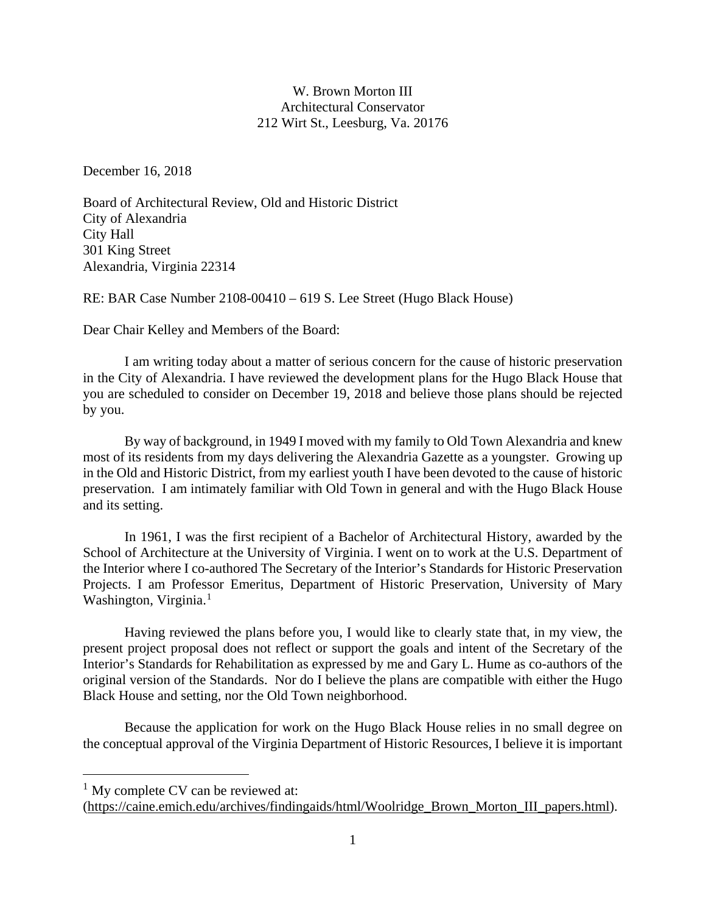W. Brown Morton III
Architectural Conservator
212 Wirt St., Leesburg, Va. 20176

December 16, 2018

Board of Architectural Review, Old and Historic District
City of Alexandria
City Hall
301 King Street
Alexandria, Virginia 22314

RE: BAR Case Number 2108-00410 – 619 S. Lee Street (Hugo Black House)

Dear Chair Kelley and Members of the Board:

I am writing today about a matter of serious concern for the cause of historic preservation in the City of Alexandria. I have reviewed the development plans for the Hugo Black House that you are scheduled to consider on December 19, 2018 and believe those plans should be rejected by you.

By way of background, in 1949 I moved with my family to Old Town Alexandria and knew most of its residents from my days delivering the Alexandria Gazette as a youngster. Growing up in the Old and Historic District, from my earliest youth I have been devoted to the cause of historic preservation. I am intimately familiar with Old Town in general and with the Hugo Black House and its setting.

In 1961, I was the first recipient of a Bachelor of Architectural History, awarded by the School of Architecture at the University of Virginia. I went on to work at the U.S. Department of the Interior where I co-authored The Secretary of the Interior's Standards for Historic Preservation Projects. I am Professor Emeritus, Department of Historic Preservation, University of Mary Washington, Virginia.[1]

Having reviewed the plans before you, I would like to clearly state that, in my view, the present project proposal does not reflect or support the goals and intent of the Secretary of the Interior's Standards for Rehabilitation as expressed by me and Gary L. Hume as co-authors of the original version of the Standards. Nor do I believe the plans are compatible with either the Hugo Black House and setting, nor the Old Town neighborhood.

Because the application for work on the Hugo Black House relies in no small degree on the conceptual approval of the Virginia Department of Historic Resources, I believe it is important

[1] My complete CV can be reviewed at: (https://caine.emich.edu/archives/findingaids/html/Woolridge_Brown_Morton_III_papers.html).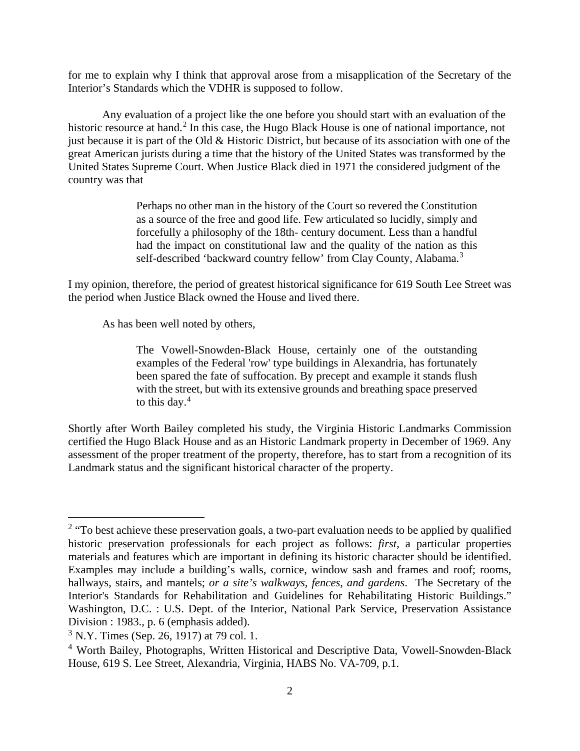for me to explain why I think that approval arose from a misapplication of the Secretary of the Interior's Standards which the VDHR is supposed to follow.

Any evaluation of a project like the one before you should start with an evaluation of the historic resource at hand.[2] In this case, the Hugo Black House is one of national importance, not just because it is part of the Old & Historic District, but because of its association with one of the great American jurists during a time that the history of the United States was transformed by the United States Supreme Court. When Justice Black died in 1971 the considered judgment of the country was that

> Perhaps no other man in the history of the Court so revered the Constitution as a source of the free and good life. Few articulated so lucidly, simply and forcefully a philosophy of the 18th- century document. Less than a handful had the impact on constitutional law and the quality of the nation as this self-described 'backward country fellow' from Clay County, Alabama.[3]

I my opinion, therefore, the period of greatest historical significance for 619 South Lee Street was the period when Justice Black owned the House and lived there.

As has been well noted by others,

> The Vowell-Snowden-Black House, certainly one of the outstanding examples of the Federal 'row' type buildings in Alexandria, has fortunately been spared the fate of suffocation. By precept and example it stands flush with the street, but with its extensive grounds and breathing space preserved to this day.[4]

Shortly after Worth Bailey completed his study, the Virginia Historic Landmarks Commission certified the Hugo Black House and as an Historic Landmark property in December of 1969. Any assessment of the proper treatment of the property, therefore, has to start from a recognition of its Landmark status and the significant historical character of the property.

---

[2] "To best achieve these preservation goals, a two-part evaluation needs to be applied by qualified historic preservation professionals for each project as follows: *first*, a particular properties materials and features which are important in defining its historic character should be identified. Examples may include a building's walls, cornice, window sash and frames and roof; rooms, hallways, stairs, and mantels; *or a site's walkways, fences, and gardens*. The Secretary of the Interior's Standards for Rehabilitation and Guidelines for Rehabilitating Historic Buildings." Washington, D.C. : U.S. Dept. of the Interior, National Park Service, Preservation Assistance Division : 1983., p. 6 (emphasis added).

[3] N.Y. Times (Sep. 26, 1917) at 79 col. 1.

[4] Worth Bailey, Photographs, Written Historical and Descriptive Data, Vowell-Snowden-Black House, 619 S. Lee Street, Alexandria, Virginia, HABS No. VA-709, p.1.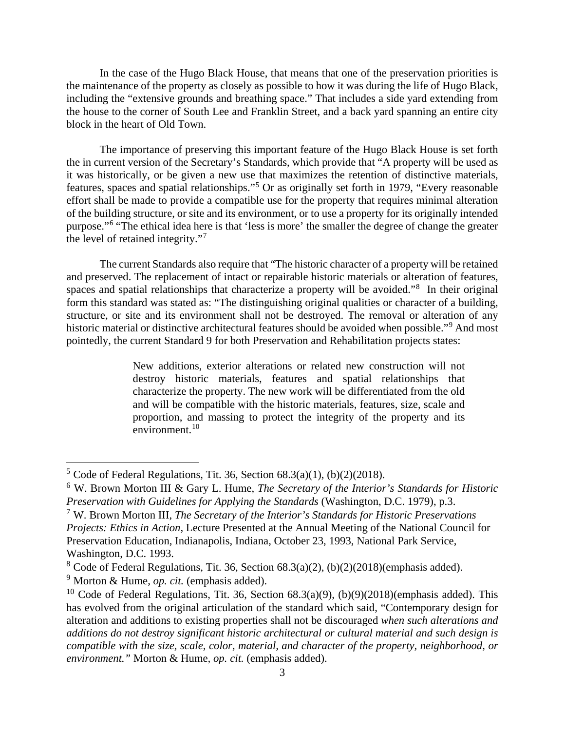In the case of the Hugo Black House, that means that one of the preservation priorities is the maintenance of the property as closely as possible to how it was during the life of Hugo Black, including the "extensive grounds and breathing space." That includes a side yard extending from the house to the corner of South Lee and Franklin Street, and a back yard spanning an entire city block in the heart of Old Town.

The importance of preserving this important feature of the Hugo Black House is set forth the in current version of the Secretary's Standards, which provide that "A property will be used as it was historically, or be given a new use that maximizes the retention of distinctive materials, features, spaces and spatial relationships."[5] Or as originally set forth in 1979, "Every reasonable effort shall be made to provide a compatible use for the property that requires minimal alteration of the building structure, or site and its environment, or to use a property for its originally intended purpose."[6] "The ethical idea here is that 'less is more' the smaller the degree of change the greater the level of retained integrity."[7]

The current Standards also require that "The historic character of a property will be retained and preserved. The replacement of intact or repairable historic materials or alteration of features, spaces and spatial relationships that characterize a property will be avoided."[8] In their original form this standard was stated as: "The distinguishing original qualities or character of a building, structure, or site and its environment shall not be destroyed. The removal or alteration of any historic material or distinctive architectural features should be avoided when possible."[9] And most pointedly, the current Standard 9 for both Preservation and Rehabilitation projects states:

> New additions, exterior alterations or related new construction will not destroy historic materials, features and spatial relationships that characterize the property. The new work will be differentiated from the old and will be compatible with the historic materials, features, size, scale and proportion, and massing to protect the integrity of the property and its environment.[10]

---

[5] Code of Federal Regulations, Tit. 36, Section 68.3(a)(1), (b)(2)(2018).

[6] W. Brown Morton III & Gary L. Hume, *The Secretary of the Interior's Standards for Historic Preservation with Guidelines for Applying the Standards* (Washington, D.C. 1979), p.3.

[7] W. Brown Morton III, *The Secretary of the Interior's Standards for Historic Preservations Projects: Ethics in Action*, Lecture Presented at the Annual Meeting of the National Council for Preservation Education, Indianapolis, Indiana, October 23, 1993, National Park Service, Washington, D.C. 1993.

[8] Code of Federal Regulations, Tit. 36, Section 68.3(a)(2), (b)(2)(2018)(emphasis added).

[9] Morton & Hume, *op. cit.* (emphasis added).

[10] Code of Federal Regulations, Tit. 36, Section 68.3(a)(9), (b)(9)(2018)(emphasis added). This has evolved from the original articulation of the standard which said, "Contemporary design for alteration and additions to existing properties shall not be discouraged *when such alterations and additions do not destroy significant historic architectural or cultural material and such design is compatible with the size, scale, color, material, and character of the property, neighborhood, or environment."* Morton & Hume, *op. cit.* (emphasis added).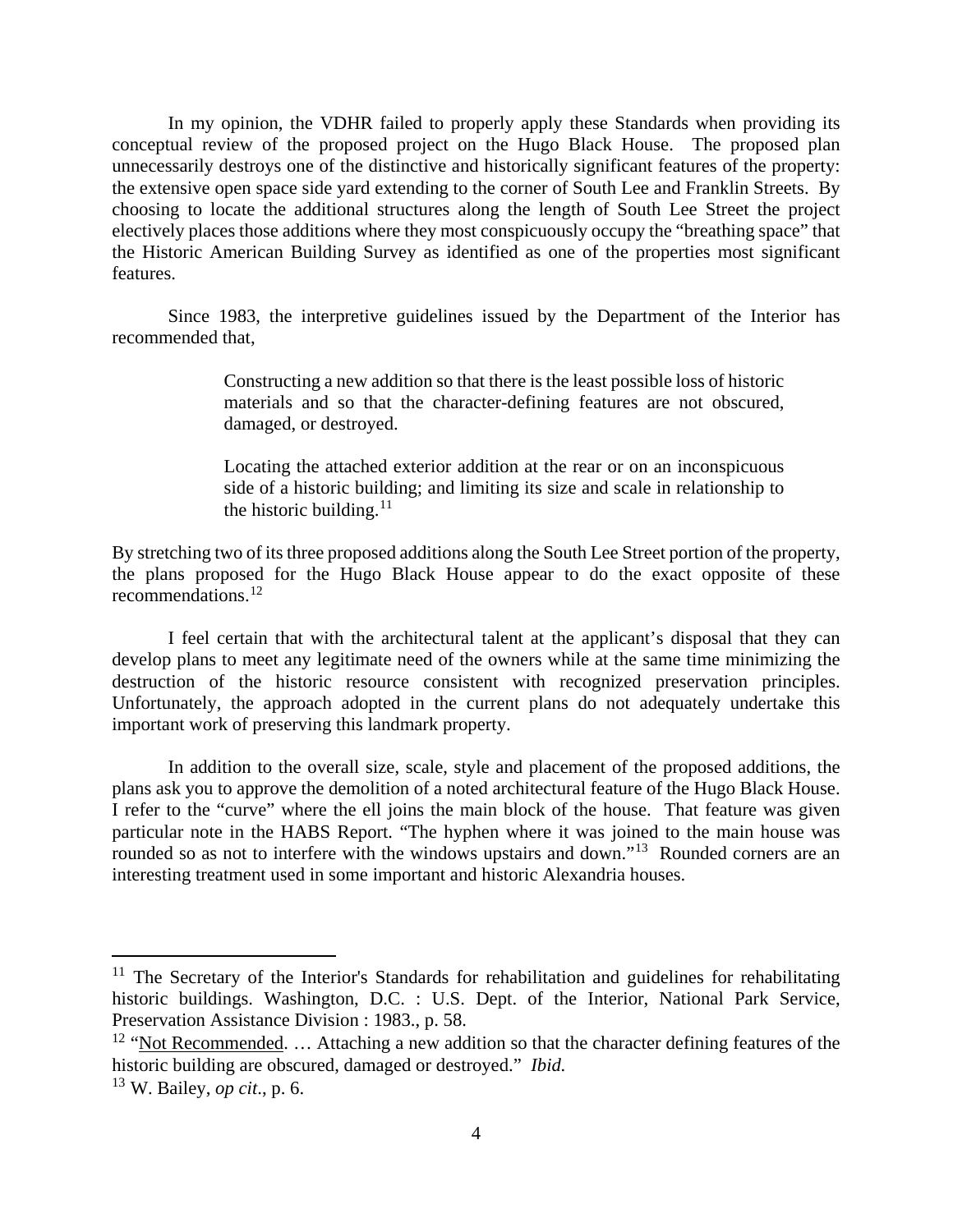In my opinion, the VDHR failed to properly apply these Standards when providing its conceptual review of the proposed project on the Hugo Black House. The proposed plan unnecessarily destroys one of the distinctive and historically significant features of the property: the extensive open space side yard extending to the corner of South Lee and Franklin Streets. By choosing to locate the additional structures along the length of South Lee Street the project electively places those additions where they most conspicuously occupy the "breathing space" that the Historic American Building Survey as identified as one of the properties most significant features.

Since 1983, the interpretive guidelines issued by the Department of the Interior has recommended that,

> Constructing a new addition so that there is the least possible loss of historic materials and so that the character-defining features are not obscured, damaged, or destroyed.
>
> Locating the attached exterior addition at the rear or on an inconspicuous side of a historic building; and limiting its size and scale in relationship to the historic building.[11]

By stretching two of its three proposed additions along the South Lee Street portion of the property, the plans proposed for the Hugo Black House appear to do the exact opposite of these recommendations.[12]

I feel certain that with the architectural talent at the applicant's disposal that they can develop plans to meet any legitimate need of the owners while at the same time minimizing the destruction of the historic resource consistent with recognized preservation principles. Unfortunately, the approach adopted in the current plans do not adequately undertake this important work of preserving this landmark property.

In addition to the overall size, scale, style and placement of the proposed additions, the plans ask you to approve the demolition of a noted architectural feature of the Hugo Black House. I refer to the "curve" where the ell joins the main block of the house. That feature was given particular note in the HABS Report. "The hyphen where it was joined to the main house was rounded so as not to interfere with the windows upstairs and down."[13] Rounded corners are an interesting treatment used in some important and historic Alexandria houses.

---

[11] The Secretary of the Interior's Standards for rehabilitation and guidelines for rehabilitating historic buildings. Washington, D.C. : U.S. Dept. of the Interior, National Park Service, Preservation Assistance Division : 1983., p. 58.

[12] "Not Recommended. … Attaching a new addition so that the character defining features of the historic building are obscured, damaged or destroyed." *Ibid.*

[13] W. Bailey, *op cit*., p. 6.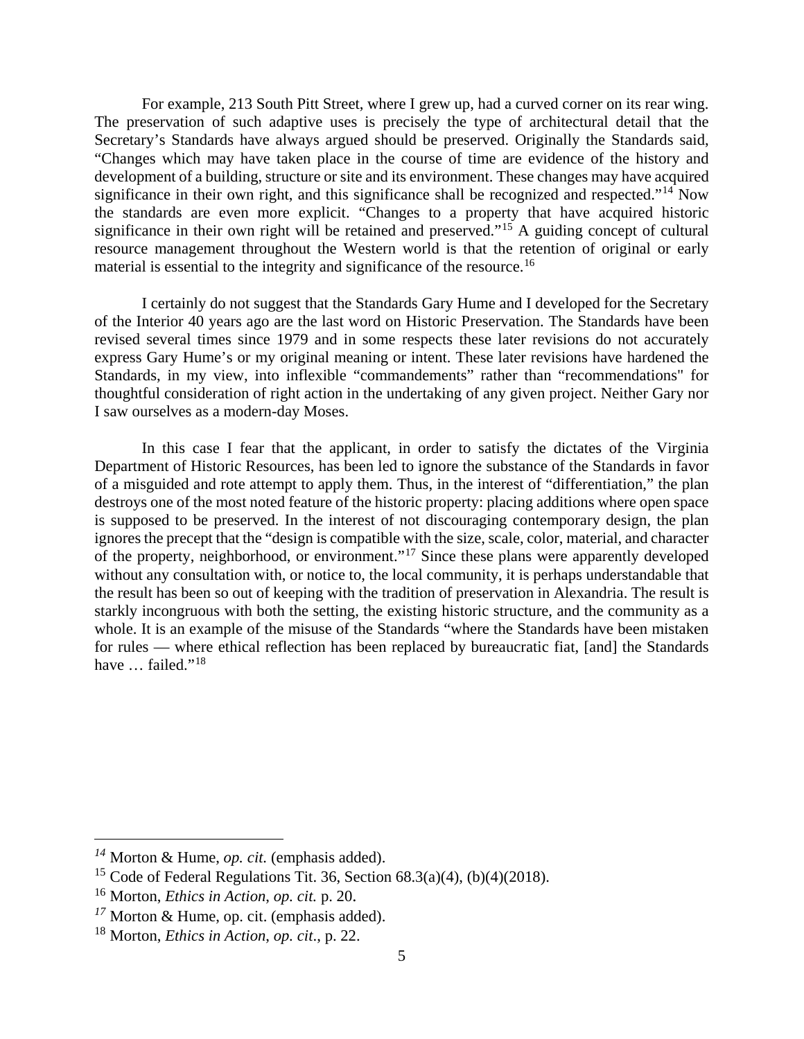For example, 213 South Pitt Street, where I grew up, had a curved corner on its rear wing. The preservation of such adaptive uses is precisely the type of architectural detail that the Secretary's Standards have always argued should be preserved. Originally the Standards said, "Changes which may have taken place in the course of time are evidence of the history and development of a building, structure or site and its environment. These changes may have acquired significance in their own right, and this significance shall be recognized and respected."[14] Now the standards are even more explicit. "Changes to a property that have acquired historic significance in their own right will be retained and preserved."[15] A guiding concept of cultural resource management throughout the Western world is that the retention of original or early material is essential to the integrity and significance of the resource.[16]

I certainly do not suggest that the Standards Gary Hume and I developed for the Secretary of the Interior 40 years ago are the last word on Historic Preservation. The Standards have been revised several times since 1979 and in some respects these later revisions do not accurately express Gary Hume's or my original meaning or intent. These later revisions have hardened the Standards, in my view, into inflexible "commandements" rather than "recommendations" for thoughtful consideration of right action in the undertaking of any given project. Neither Gary nor I saw ourselves as a modern-day Moses.

In this case I fear that the applicant, in order to satisfy the dictates of the Virginia Department of Historic Resources, has been led to ignore the substance of the Standards in favor of a misguided and rote attempt to apply them. Thus, in the interest of "differentiation," the plan destroys one of the most noted feature of the historic property: placing additions where open space is supposed to be preserved. In the interest of not discouraging contemporary design, the plan ignores the precept that the "design is compatible with the size, scale, color, material, and character of the property, neighborhood, or environment."[17] Since these plans were apparently developed without any consultation with, or notice to, the local community, it is perhaps understandable that the result has been so out of keeping with the tradition of preservation in Alexandria. The result is starkly incongruous with both the setting, the existing historic structure, and the community as a whole. It is an example of the misuse of the Standards "where the Standards have been mistaken for rules — where ethical reflection has been replaced by bureaucratic fiat, [and] the Standards have … failed."[18]

---

[14] Morton & Hume, *op. cit.* (emphasis added).

[15] Code of Federal Regulations Tit. 36, Section 68.3(a)(4), (b)(4)(2018).

[16] Morton, *Ethics in Action*, *op. cit.* p. 20.

[17] Morton & Hume, op. cit. (emphasis added).

[18] Morton, *Ethics in Action*, *op. cit*., p. 22.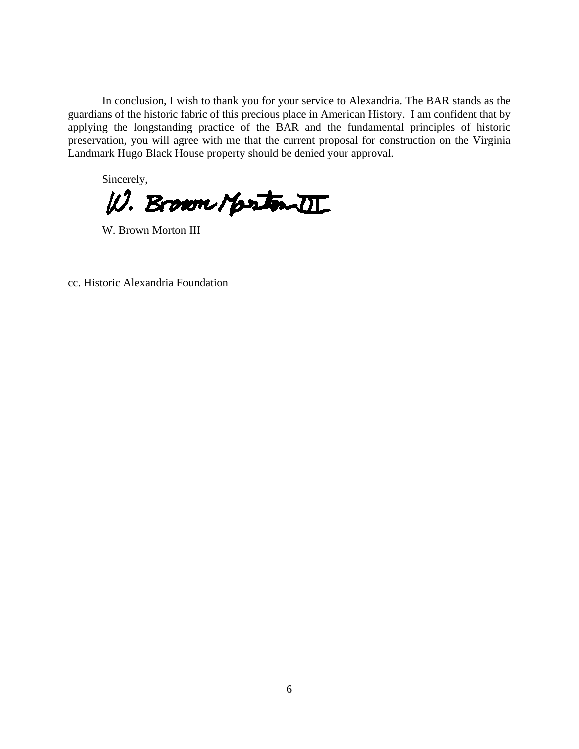In conclusion, I wish to thank you for your service to Alexandria. The BAR stands as the guardians of the historic fabric of this precious place in American History. I am confident that by applying the longstanding practice of the BAR and the fundamental principles of historic preservation, you will agree with me that the current proposal for construction on the Virginia Landmark Hugo Black House property should be denied your approval.

Sincerely,

W. Brown Morton III

W. Brown Morton III

cc. Historic Alexandria Foundation